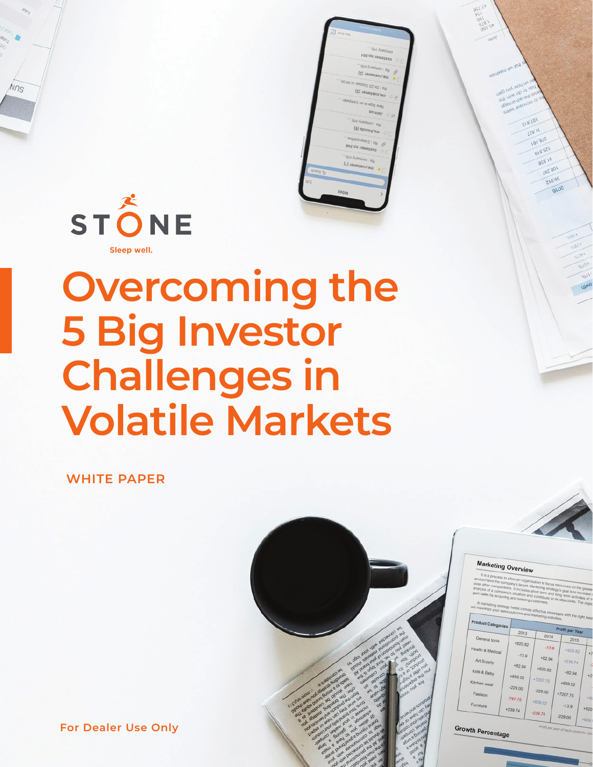STONE

Sleep well.

# Overcoming the 5 Big Investor Challenges in Volatile Markets

**WHITE PAPER**

**For Dealer Use Only**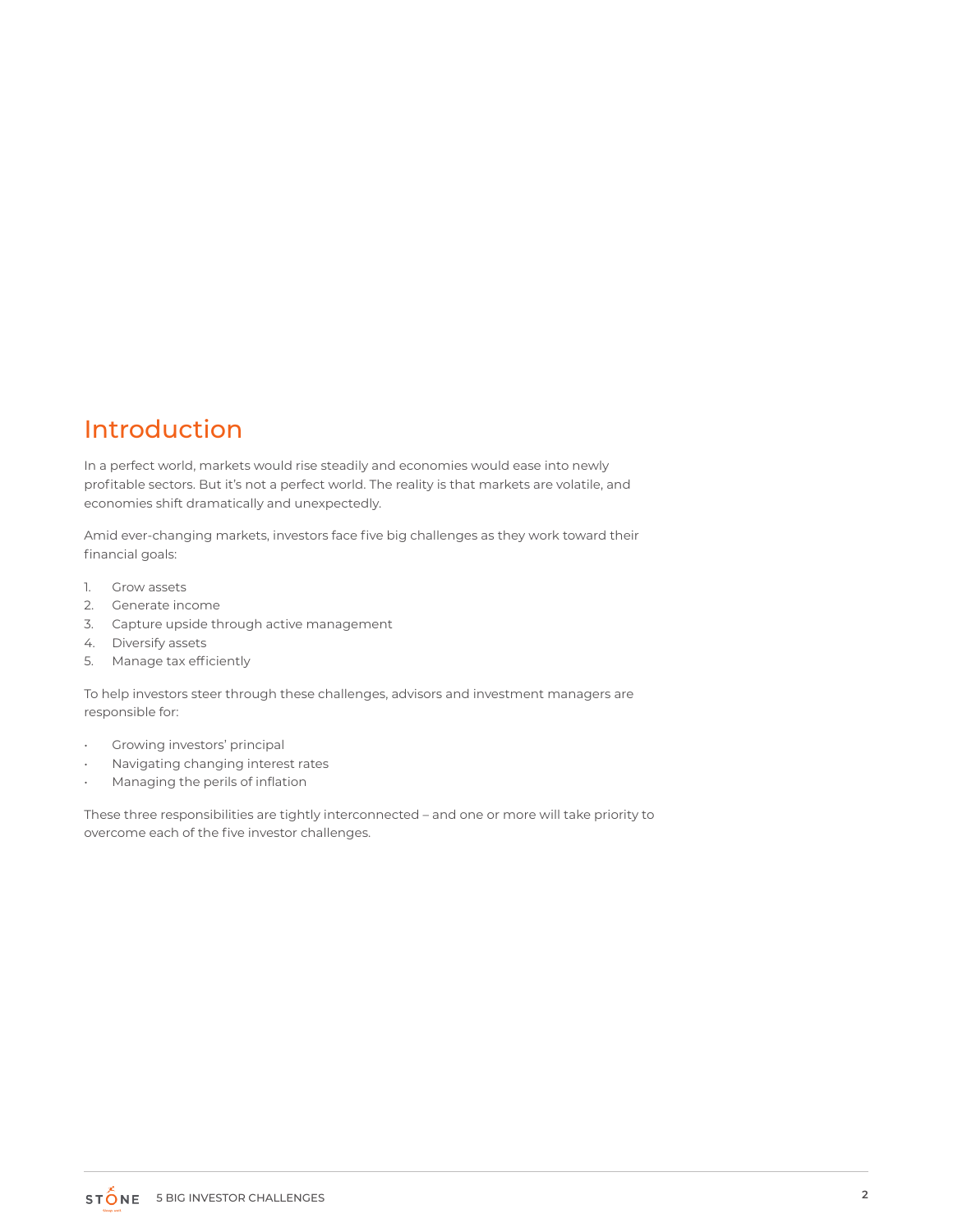## Introduction

In a perfect world, markets would rise steadily and economies would ease into newly profitable sectors. But it's not a perfect world. The reality is that markets are volatile, and economies shift dramatically and unexpectedly.

Amid ever-changing markets, investors face five big challenges as they work toward their financial goals:

1. Grow assets
2. Generate income
3. Capture upside through active management
4. Diversify assets
5. Manage tax efficiently

To help investors steer through these challenges, advisors and investment managers are responsible for:

- Growing investors' principal
- Navigating changing interest rates
- Managing the perils of inflation

These three responsibilities are tightly interconnected – and one or more will take priority to overcome each of the five investor challenges.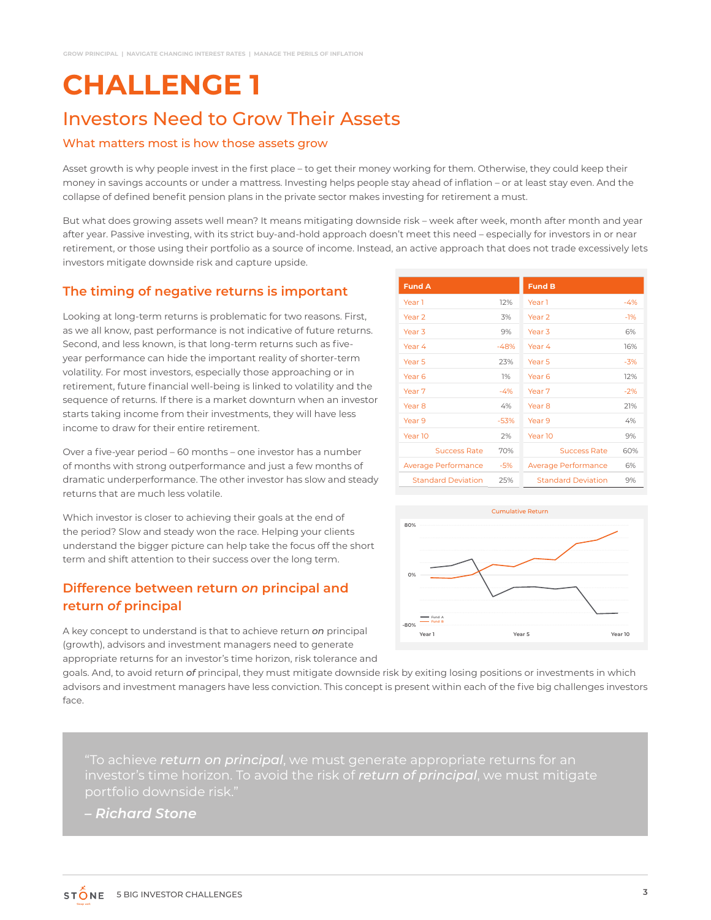GROW PRINCIPAL | NAVIGATE CHANGING INTEREST RATES | MANAGE THE PERILS OF INFLATION

# CHALLENGE 1

## Investors Need to Grow Their Assets

### What matters most is how those assets grow

Asset growth is why people invest in the first place – to get their money working for them. Otherwise, they could keep their money in savings accounts or under a mattress. Investing helps people stay ahead of inflation – or at least stay even. And the collapse of defined benefit pension plans in the private sector makes investing for retirement a must.

But what does growing assets well mean? It means mitigating downside risk – week after week, month after month and year after year. Passive investing, with its strict buy-and-hold approach doesn't meet this need – especially for investors in or near retirement, or those using their portfolio as a source of income. Instead, an active approach that does not trade excessively lets investors mitigate downside risk and capture upside.

### The timing of negative returns is important

Looking at long-term returns is problematic for two reasons. First, as we all know, past performance is not indicative of future returns. Second, and less known, is that long-term returns such as five-year performance can hide the important reality of shorter-term volatility. For most investors, especially those approaching or in retirement, future financial well-being is linked to volatility and the sequence of returns. If there is a market downturn when an investor starts taking income from their investments, they will have less income to draw for their entire retirement.

Over a five-year period – 60 months – one investor has a number of months with strong outperformance and just a few months of dramatic underperformance. The other investor has slow and steady returns that are much less volatile.

Which investor is closer to achieving their goals at the end of the period? Slow and steady won the race. Helping your clients understand the bigger picture can help take the focus off the short term and shift attention to their success over the long term.

| Fund A | | Fund B | |
|---|---|---|---|
| Year 1 | 12% | Year 1 | -4% |
| Year 2 | 3% | Year 2 | -1% |
| Year 3 | 9% | Year 3 | 6% |
| Year 4 | -48% | Year 4 | 16% |
| Year 5 | 23% | Year 5 | -3% |
| Year 6 | 1% | Year 6 | 12% |
| Year 7 | -4% | Year 7 | -2% |
| Year 8 | 4% | Year 8 | 21% |
| Year 9 | -53% | Year 9 | 4% |
| Year 10 | 2% | Year 10 | 9% |
| Success Rate | 70% | Success Rate | 60% |
| Average Performance | -5% | Average Performance | 6% |
| Standard Deviation | 25% | Standard Deviation | 9% |

Cumulative Return

### Difference between return *on* principal and return *of* principal

A key concept to understand is that to achieve return ***on*** principal (growth), advisors and investment managers need to generate appropriate returns for an investor's time horizon, risk tolerance and goals. And, to avoid return ***of*** principal, they must mitigate downside risk by exiting losing positions or investments in which advisors and investment managers have less conviction. This concept is present within each of the five big challenges investors face.

> "To achieve ***return on principal***, we must generate appropriate returns for an investor's time horizon. To avoid the risk of ***return of principal***, we must mitigate portfolio downside risk."
>
> ***– Richard Stone***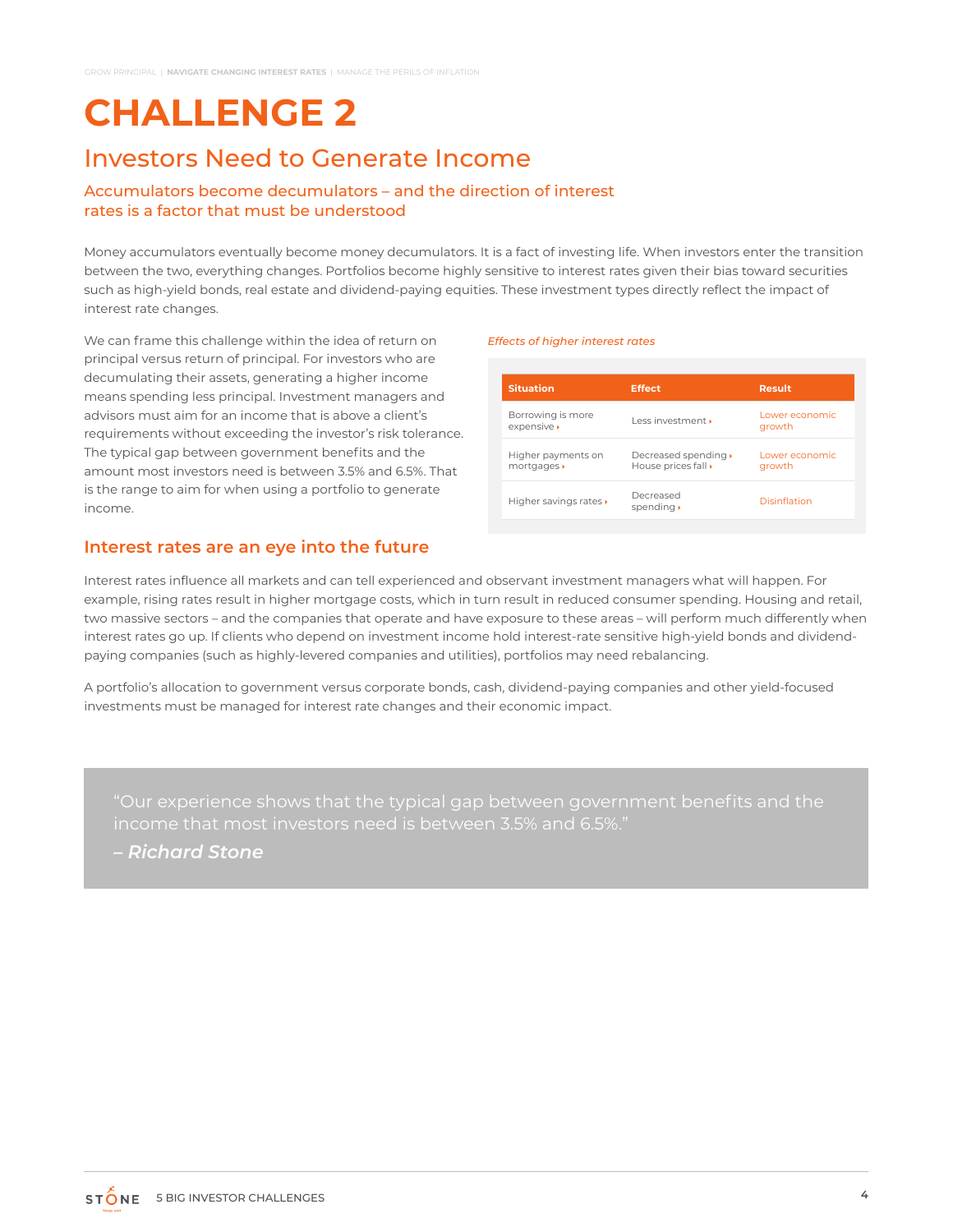# CHALLENGE 2

## Investors Need to Generate Income

### Accumulators become decumulators – and the direction of interest rates is a factor that must be understood

Money accumulators eventually become money decumulators. It is a fact of investing life. When investors enter the transition between the two, everything changes. Portfolios become highly sensitive to interest rates given their bias toward securities such as high-yield bonds, real estate and dividend-paying equities. These investment types directly reflect the impact of interest rate changes.

We can frame this challenge within the idea of return on principal versus return of principal. For investors who are decumulating their assets, generating a higher income means spending less principal. Investment managers and advisors must aim for an income that is above a client's requirements without exceeding the investor's risk tolerance. The typical gap between government benefits and the amount most investors need is between 3.5% and 6.5%. That is the range to aim for when using a portfolio to generate income.

*Effects of higher interest rates*

| Situation | Effect | Result |
|---|---|---|
| Borrowing is more expensive ▸ | Less investment ▸ | Lower economic growth |
| Higher payments on mortgages ▸ | Decreased spending ▸ House prices fall ▸ | Lower economic growth |
| Higher savings rates ▸ | Decreased spending ▸ | Disinflation |

### Interest rates are an eye into the future

Interest rates influence all markets and can tell experienced and observant investment managers what will happen. For example, rising rates result in higher mortgage costs, which in turn result in reduced consumer spending. Housing and retail, two massive sectors – and the companies that operate and have exposure to these areas – will perform much differently when interest rates go up. If clients who depend on investment income hold interest-rate sensitive high-yield bonds and dividend-paying companies (such as highly-levered companies and utilities), portfolios may need rebalancing.

A portfolio's allocation to government versus corporate bonds, cash, dividend-paying companies and other yield-focused investments must be managed for interest rate changes and their economic impact.

> "Our experience shows that the typical gap between government benefits and the income that most investors need is between 3.5% and 6.5%."
>
> ***– Richard Stone***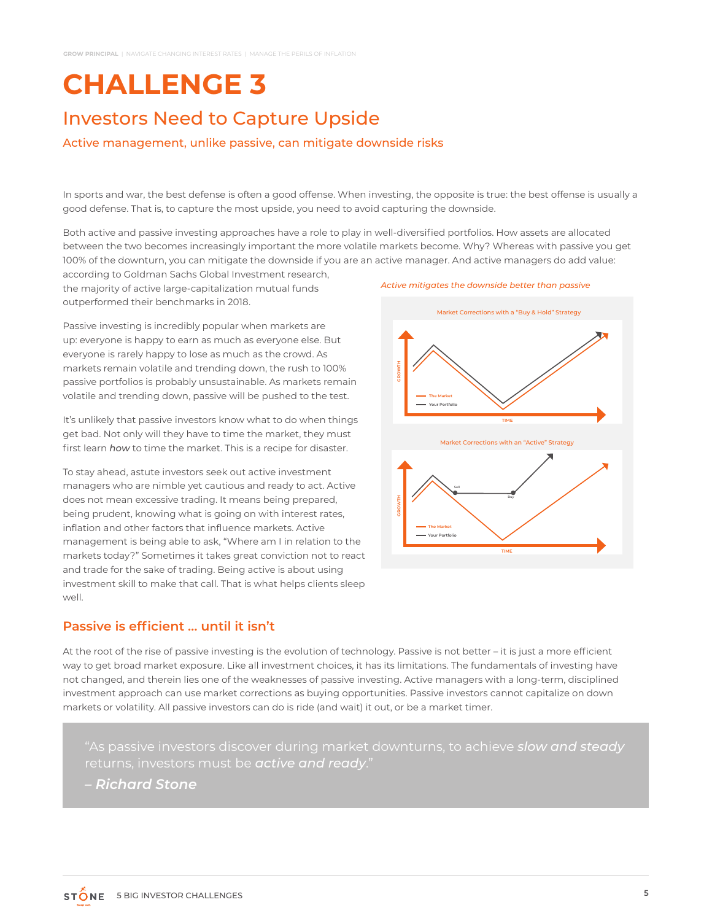# CHALLENGE 3

## Investors Need to Capture Upside

### Active management, unlike passive, can mitigate downside risks

In sports and war, the best defense is often a good offense. When investing, the opposite is true: the best offense is usually a good defense. That is, to capture the most upside, you need to avoid capturing the downside.

Both active and passive investing approaches have a role to play in well-diversified portfolios. How assets are allocated between the two becomes increasingly important the more volatile markets become. Why? Whereas with passive you get 100% of the downturn, you can mitigate the downside if you are an active manager. And active managers do add value: according to Goldman Sachs Global Investment research, the majority of active large-capitalization mutual funds outperformed their benchmarks in 2018.

Passive investing is incredibly popular when markets are up: everyone is happy to earn as much as everyone else. But everyone is rarely happy to lose as much as the crowd. As markets remain volatile and trending down, the rush to 100% passive portfolios is probably unsustainable. As markets remain volatile and trending down, passive will be pushed to the test.

It's unlikely that passive investors know what to do when things get bad. Not only will they have to time the market, they must first learn *how* to time the market. This is a recipe for disaster.

To stay ahead, astute investors seek out active investment managers who are nimble yet cautious and ready to act. Active does not mean excessive trading. It means being prepared, being prudent, knowing what is going on with interest rates, inflation and other factors that influence markets. Active management is being able to ask, "Where am I in relation to the markets today?" Sometimes it takes great conviction not to react and trade for the sake of trading. Being active is about using investment skill to make that call. That is what helps clients sleep well.

*Active mitigates the downside better than passive*

Market Corrections with a "Buy & Hold" Strategy

Market Corrections with an "Active" Strategy

## Passive is efficient ... until it isn't

At the root of the rise of passive investing is the evolution of technology. Passive is not better – it is just a more efficient way to get broad market exposure. Like all investment choices, it has its limitations. The fundamentals of investing have not changed, and therein lies one of the weaknesses of passive investing. Active managers with a long-term, disciplined investment approach can use market corrections as buying opportunities. Passive investors cannot capitalize on down markets or volatility. All passive investors can do is ride (and wait) it out, or be a market timer.

> "As passive investors discover during market downturns, to achieve ***slow and steady*** returns, investors must be ***active and ready***."
>
> ***– Richard Stone***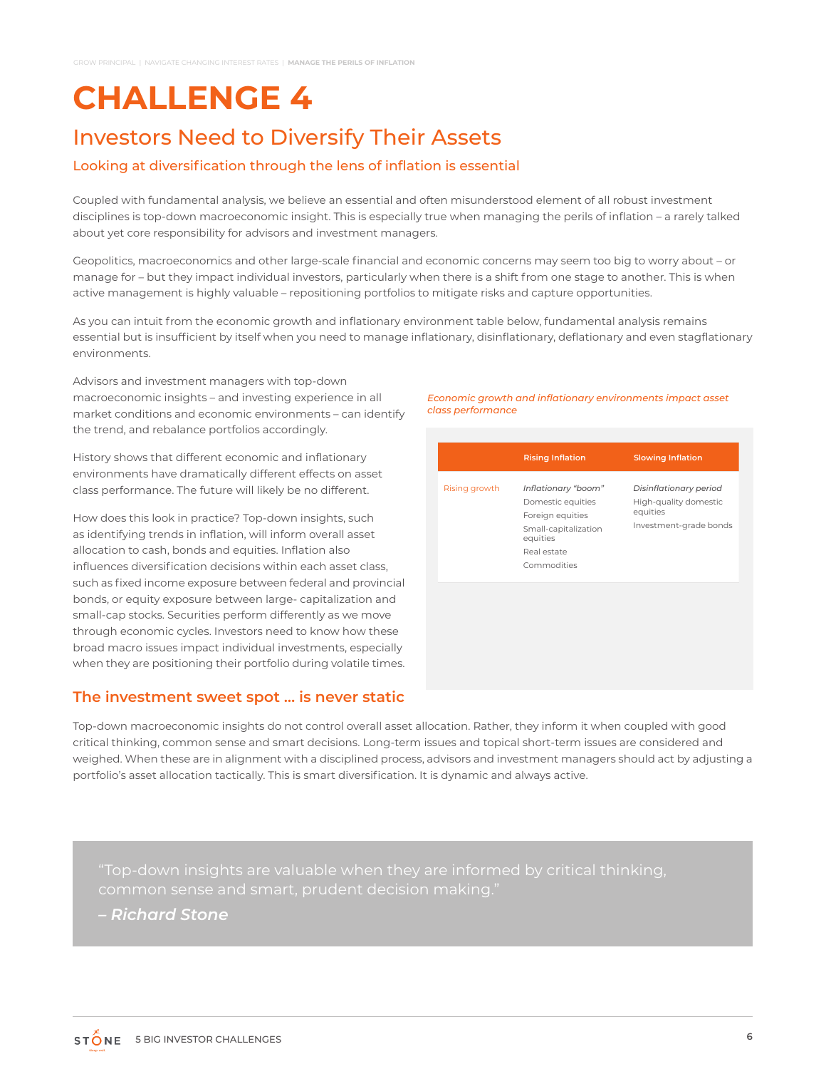# CHALLENGE 4

## Investors Need to Diversify Their Assets

### Looking at diversification through the lens of inflation is essential

Coupled with fundamental analysis, we believe an essential and often misunderstood element of all robust investment disciplines is top-down macroeconomic insight. This is especially true when managing the perils of inflation – a rarely talked about yet core responsibility for advisors and investment managers.

Geopolitics, macroeconomics and other large-scale financial and economic concerns may seem too big to worry about – or manage for – but they impact individual investors, particularly when there is a shift from one stage to another. This is when active management is highly valuable – repositioning portfolios to mitigate risks and capture opportunities.

As you can intuit from the economic growth and inflationary environment table below, fundamental analysis remains essential but is insufficient by itself when you need to manage inflationary, disinflationary, deflationary and even stagflationary environments.

Advisors and investment managers with top-down macroeconomic insights – and investing experience in all market conditions and economic environments – can identify the trend, and rebalance portfolios accordingly.

History shows that different economic and inflationary environments have dramatically different effects on asset class performance. The future will likely be no different.

How does this look in practice? Top-down insights, such as identifying trends in inflation, will inform overall asset allocation to cash, bonds and equities. Inflation also influences diversification decisions within each asset class, such as fixed income exposure between federal and provincial bonds, or equity exposure between large- capitalization and small-cap stocks. Securities perform differently as we move through economic cycles. Investors need to know how these broad macro issues impact individual investments, especially when they are positioning their portfolio during volatile times.

*Economic growth and inflationary environments impact asset class performance*

| | Rising Inflation | Slowing Inflation |
|---|---|---|
| Rising growth | *Inflationary "boom"*<br>Domestic equities<br>Foreign equities<br>Small-capitalization equities<br>Real estate<br>Commodities | *Disinflationary period*<br>High-quality domestic equities<br>Investment-grade bonds |

### The investment sweet spot … is never static

Top-down macroeconomic insights do not control overall asset allocation. Rather, they inform it when coupled with good critical thinking, common sense and smart decisions. Long-term issues and topical short-term issues are considered and weighed. When these are in alignment with a disciplined process, advisors and investment managers should act by adjusting a portfolio's asset allocation tactically. This is smart diversification. It is dynamic and always active.

> "Top-down insights are valuable when they are informed by critical thinking, common sense and smart, prudent decision making."
>
> *– Richard Stone*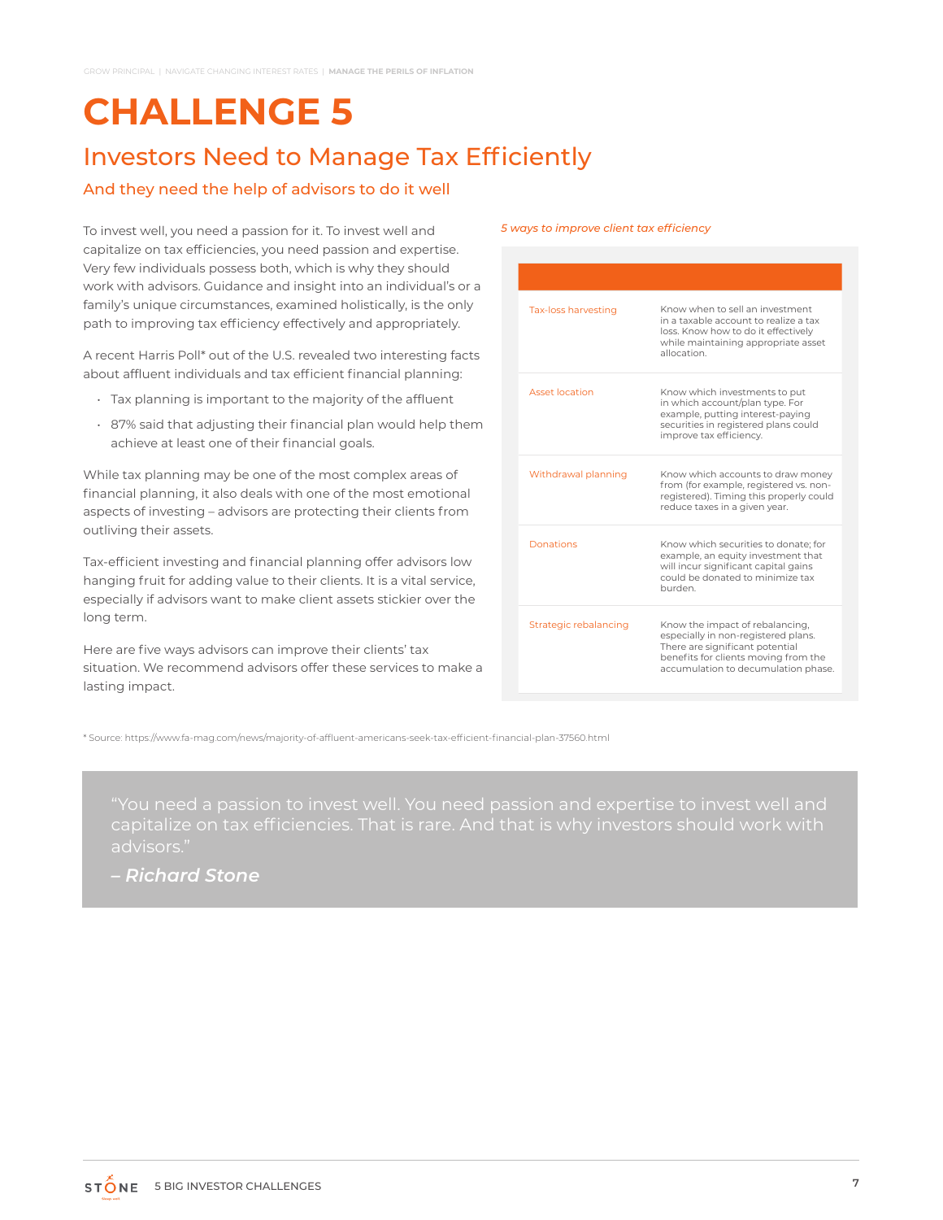# CHALLENGE 5

## Investors Need to Manage Tax Efficiently

### And they need the help of advisors to do it well

To invest well, you need a passion for it. To invest well and capitalize on tax efficiencies, you need passion and expertise. Very few individuals possess both, which is why they should work with advisors. Guidance and insight into an individual's or a family's unique circumstances, examined holistically, is the only path to improving tax efficiency effectively and appropriately.

A recent Harris Poll* out of the U.S. revealed two interesting facts about affluent individuals and tax efficient financial planning:

- Tax planning is important to the majority of the affluent
- 87% said that adjusting their financial plan would help them achieve at least one of their financial goals.

While tax planning may be one of the most complex areas of financial planning, it also deals with one of the most emotional aspects of investing – advisors are protecting their clients from outliving their assets.

Tax-efficient investing and financial planning offer advisors low hanging fruit for adding value to their clients. It is a vital service, especially if advisors want to make client assets stickier over the long term.

Here are five ways advisors can improve their clients' tax situation. We recommend advisors offer these services to make a lasting impact.

*5 ways to improve client tax efficiency*

| | |
|---|---|
| Tax-loss harvesting | Know when to sell an investment in a taxable account to realize a tax loss. Know how to do it effectively while maintaining appropriate asset allocation. |
| Asset location | Know which investments to put in which account/plan type. For example, putting interest-paying securities in registered plans could improve tax efficiency. |
| Withdrawal planning | Know which accounts to draw money from (for example, registered vs. non-registered). Timing this properly could reduce taxes in a given year. |
| Donations | Know which securities to donate; for example, an equity investment that will incur significant capital gains could be donated to minimize tax burden. |
| Strategic rebalancing | Know the impact of rebalancing, especially in non-registered plans. There are significant potential benefits for clients moving from the accumulation to decumulation phase. |

* Source: https://www.fa-mag.com/news/majority-of-affluent-americans-seek-tax-efficient-financial-plan-37560.html

> "You need a passion to invest well. You need passion and expertise to invest well and capitalize on tax efficiencies. That is rare. And that is why investors should work with advisors."
>
> ***– Richard Stone***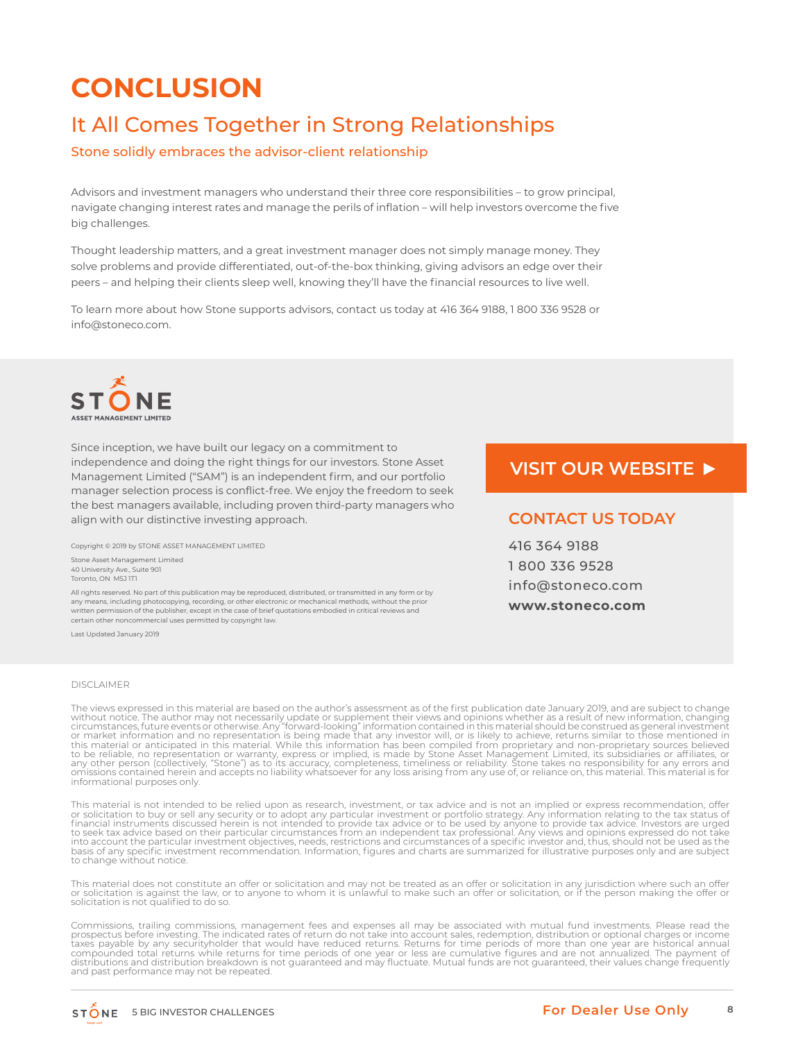# CONCLUSION

## It All Comes Together in Strong Relationships

### Stone solidly embraces the advisor-client relationship

Advisors and investment managers who understand their three core responsibilities – to grow principal, navigate changing interest rates and manage the perils of inflation – will help investors overcome the five big challenges.

Thought leadership matters, and a great investment manager does not simply manage money. They solve problems and provide differentiated, out-of-the-box thinking, giving advisors an edge over their peers – and helping their clients sleep well, knowing they'll have the financial resources to live well.

To learn more about how Stone supports advisors, contact us today at 416 364 9188, 1 800 336 9528 or info@stoneco.com.

STONE
ASSET MANAGEMENT LIMITED

Since inception, we have built our legacy on a commitment to independence and doing the right things for our investors. Stone Asset Management Limited ("SAM") is an independent firm, and our portfolio manager selection process is conflict-free. We enjoy the freedom to seek the best managers available, including proven third-party managers who align with our distinctive investing approach.

Copyright © 2019 by STONE ASSET MANAGEMENT LIMITED

Stone Asset Management Limited
40 University Ave., Suite 901
Toronto, ON M5J 1T1

All rights reserved. No part of this publication may be reproduced, distributed, or transmitted in any form or by any means, including photocopying, recording, or other electronic or mechanical methods, without the prior written permission of the publisher, except in the case of brief quotations embodied in critical reviews and certain other noncommercial uses permitted by copyright law.

Last Updated January 2019

**VISIT OUR WEBSITE ▶**

**CONTACT US TODAY**

416 364 9188
1 800 336 9528
info@stoneco.com
**www.stoneco.com**

DISCLAIMER

The views expressed in this material are based on the author's assessment as of the first publication date January 2019, and are subject to change without notice. The author may not necessarily update or supplement their views and opinions whether as a result of new information, changing circumstances, future events or otherwise. Any "forward-looking" information contained in this material should be construed as general investment or market information and no representation is being made that any investor will, or is likely to achieve, returns similar to those mentioned in this material or anticipated in this material. While this information has been compiled from proprietary and non-proprietary sources believed to be reliable, no representation or warranty, express or implied, is made by Stone Asset Management Limited, its subsidiaries or affiliates, or any other person (collectively, "Stone") as to its accuracy, completeness, timeliness or reliability. Stone takes no responsibility for any errors and omissions contained herein and accepts no liability whatsoever for any loss arising from any use of, or reliance on, this material. This material is for informational purposes only.

This material is not intended to be relied upon as research, investment, or tax advice and is not an implied or express recommendation, offer or solicitation to buy or sell any security or to adopt any particular investment or portfolio strategy. Any information relating to the tax status of financial instruments discussed herein is not intended to provide tax advice or to be used by anyone to provide tax advice. Investors are urged to seek tax advice based on their particular circumstances from an independent tax professional. Any views and opinions expressed do not take into account the particular investment objectives, needs, restrictions and circumstances of a specific investor and, thus, should not be used as the basis of any specific investment recommendation. Information, figures and charts are summarized for illustrative purposes only and are subject to change without notice.

This material does not constitute an offer or solicitation and may not be treated as an offer or solicitation in any jurisdiction where such an offer or solicitation is against the law, or to anyone to whom it is unlawful to make such an offer or solicitation, or if the person making the offer or solicitation is not qualified to do so.

Commissions, trailing commissions, management fees and expenses all may be associated with mutual fund investments. Please read the prospectus before investing. The indicated rates of return do not take into account sales, redemption, distribution or optional charges or income taxes payable by any securityholder that would have reduced returns. Returns for time periods of more than one year are historical annual compounded total returns while returns for time periods of one year or less are cumulative figures and are not annualized. The payment of distributions and distribution breakdown is not guaranteed and may fluctuate. Mutual funds are not guaranteed, their values change frequently and past performance may not be repeated.

For Dealer Use Only